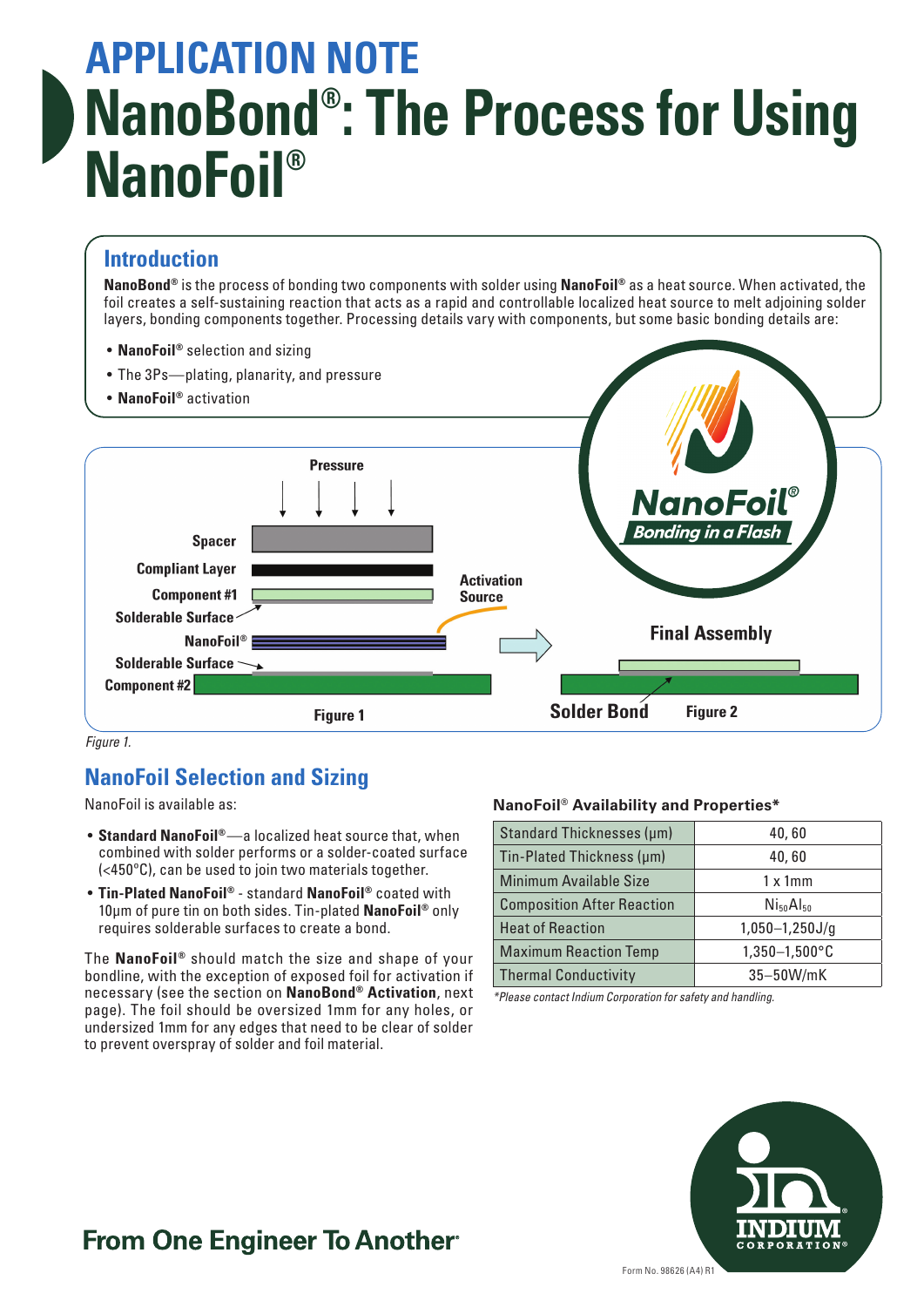# APPLICATION NOTE
# NanoBond®: The Process for Using NanoFoil®

## Introduction

**NanoBond®** is the process of bonding two components with solder using **NanoFoil®** as a heat source. When activated, the foil creates a self-sustaining reaction that acts as a rapid and controllable localized heat source to melt adjoining solder layers, bonding components together. Processing details vary with components, but some basic bonding details are:

- **NanoFoil®** selection and sizing
- The 3Ps—plating, planarity, and pressure
- **NanoFoil®** activation

Pressure

Spacer

Compliant Layer

Component #1

Solderable Surface

NanoFoil®

Solderable Surface

Component #2

Activation Source

Figure 1

Final Assembly

Solder Bond

Figure 2

*Figure 1.*

## NanoFoil Selection and Sizing

NanoFoil is available as:

- **Standard NanoFoil®**—a localized heat source that, when combined with solder performs or a solder-coated surface (<450°C), can be used to join two materials together.
- **Tin-Plated NanoFoil®** - standard **NanoFoil®** coated with 10µm of pure tin on both sides. Tin-plated **NanoFoil®** only requires solderable surfaces to create a bond.

The **NanoFoil®** should match the size and shape of your bondline, with the exception of exposed foil for activation if necessary (see the section on **NanoBond® Activation**, next page). The foil should be oversized 1mm for any holes, or undersized 1mm for any edges that need to be clear of solder to prevent overspray of solder and foil material.

**NanoFoil® Availability and Properties***

| Property | Value |
|---|---|
| Standard Thicknesses (µm) | 40, 60 |
| Tin-Plated Thickness (µm) | 40, 60 |
| Minimum Available Size | 1 x 1mm |
| Composition After Reaction | $Ni_{50}Al_{50}$ |
| Heat of Reaction | 1,050–1,250J/g |
| Maximum Reaction Temp | 1,350–1,500°C |
| Thermal Conductivity | 35–50W/mK |

*\*Please contact Indium Corporation for safety and handling.*

From One Engineer To Another®

Form No. 98626 (A4) R1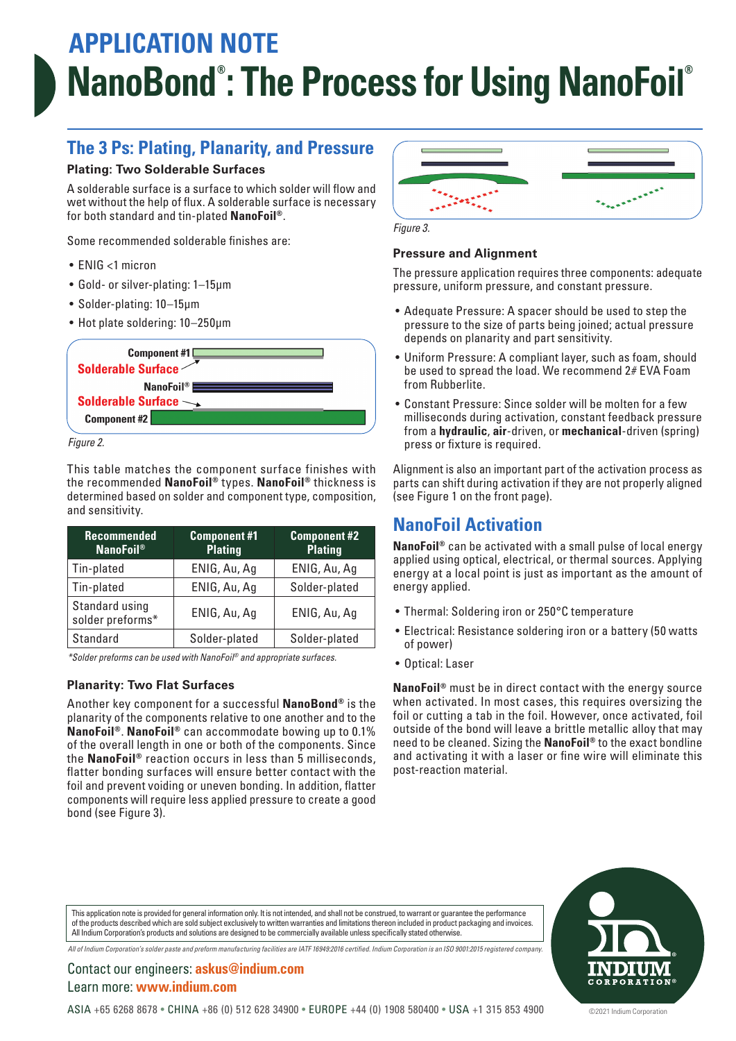# APPLICATION NOTE

# NanoBond®: The Process for Using NanoFoil®

## The 3 Ps: Plating, Planarity, and Pressure

### Plating: Two Solderable Surfaces

A solderable surface is a surface to which solder will flow and wet without the help of flux. A solderable surface is necessary for both standard and tin-plated **NanoFoil®**.

Some recommended solderable finishes are:

- ENIG <1 micron
- Gold- or silver-plating: 1–15µm
- Solder-plating: 10–15µm
- Hot plate soldering: 10–250µm

Component #1
Solderable Surface
NanoFoil®
Solderable Surface
Component #2

*Figure 2.*

This table matches the component surface finishes with the recommended **NanoFoil®** types. **NanoFoil®** thickness is determined based on solder and component type, composition, and sensitivity.

| Recommended NanoFoil® | Component #1 Plating | Component #2 Plating |
|---|---|---|
| Tin-plated | ENIG, Au, Ag | ENIG, Au, Ag |
| Tin-plated | ENIG, Au, Ag | Solder-plated |
| Standard using solder preforms* | ENIG, Au, Ag | ENIG, Au, Ag |
| Standard | Solder-plated | Solder-plated |

*\*Solder preforms can be used with NanoFoil® and appropriate surfaces.*

### Planarity: Two Flat Surfaces

Another key component for a successful **NanoBond®** is the planarity of the components relative to one another and to the **NanoFoil®**. **NanoFoil®** can accommodate bowing up to 0.1% of the overall length in one or both of the components. Since the **NanoFoil®** reaction occurs in less than 5 milliseconds, flatter bonding surfaces will ensure better contact with the foil and prevent voiding or uneven bonding. In addition, flatter components will require less applied pressure to create a good bond (see Figure 3).

*Figure 3.*

### Pressure and Alignment

The pressure application requires three components: adequate pressure, uniform pressure, and constant pressure.

- Adequate Pressure: A spacer should be used to step the pressure to the size of parts being joined; actual pressure depends on planarity and part sensitivity.
- Uniform Pressure: A compliant layer, such as foam, should be used to spread the load. We recommend 2# EVA Foam from Rubberlite.
- Constant Pressure: Since solder will be molten for a few milliseconds during activation, constant feedback pressure from a **hydraulic**, **air**-driven, or **mechanical**-driven (spring) press or fixture is required.

Alignment is also an important part of the activation process as parts can shift during activation if they are not properly aligned (see Figure 1 on the front page).

## NanoFoil Activation

**NanoFoil®** can be activated with a small pulse of local energy applied using optical, electrical, or thermal sources. Applying energy at a local point is just as important as the amount of energy applied.

- Thermal: Soldering iron or 250°C temperature
- Electrical: Resistance soldering iron or a battery (50 watts of power)
- Optical: Laser

**NanoFoil®** must be in direct contact with the energy source when activated. In most cases, this requires oversizing the foil or cutting a tab in the foil. However, once activated, foil outside of the bond will leave a brittle metallic alloy that may need to be cleaned. Sizing the **NanoFoil®** to the exact bondline and activating it with a laser or fine wire will eliminate this post-reaction material.

This application note is provided for general information only. It is not intended, and shall not be construed, to warrant or guarantee the performance of the products described which are sold subject exclusively to written warranties and limitations thereon included in product packaging and invoices. All Indium Corporation's products and solutions are designed to be commercially available unless specifically stated otherwise.

*All of Indium Corporation's solder paste and preform manufacturing facilities are IATF 16949:2016 certified. Indium Corporation is an ISO 9001:2015 registered company.*

Contact our engineers: **askus@indium.com**
Learn more: **www.indium.com**

ASIA +65 6268 8678 • CHINA +86 (0) 512 628 34900 • EUROPE +44 (0) 1908 580400 • USA +1 315 853 4900

©2021 Indium Corporation